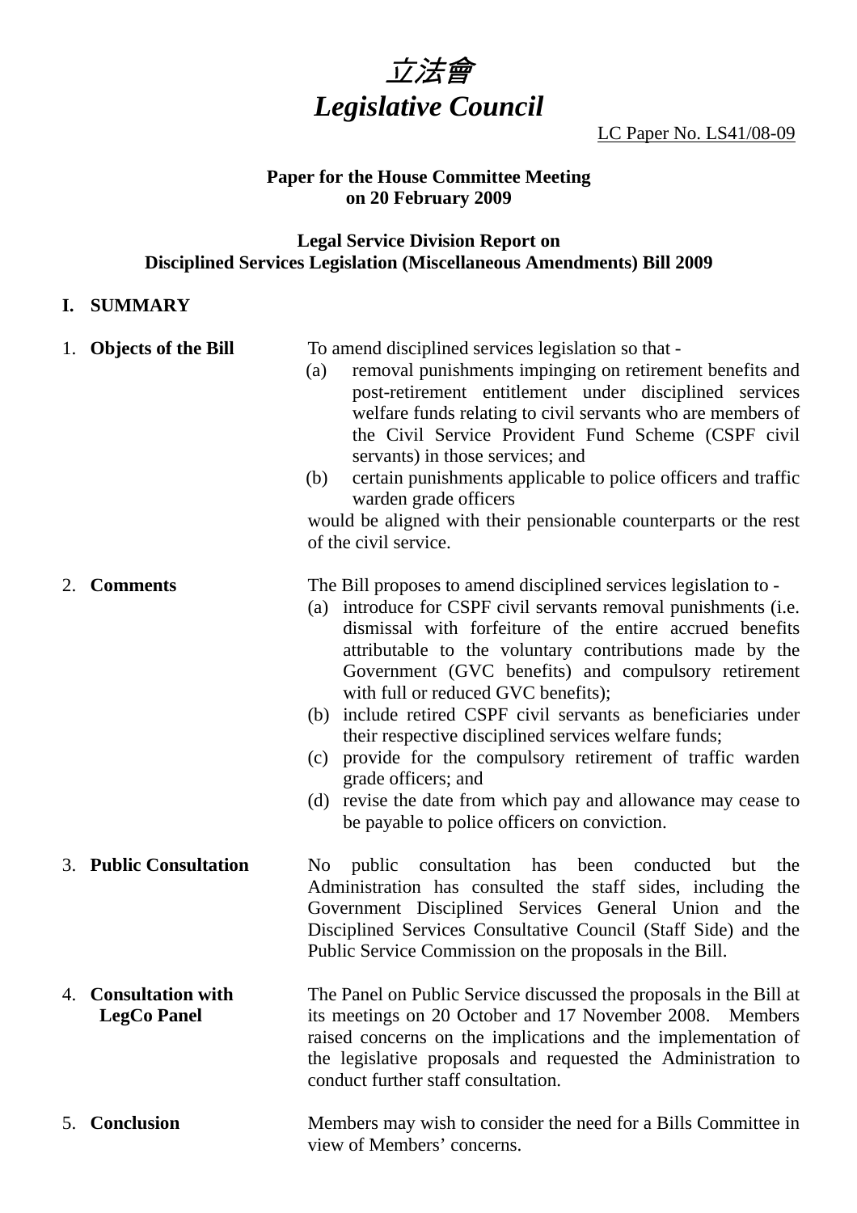# *立法會*
# *Legislative Council*

LC Paper No. LS41/08-09

**Paper for the House Committee Meeting on 20 February 2009**

**Legal Service Division Report on Disciplined Services Legislation (Miscellaneous Amendments) Bill 2009**

## I. SUMMARY

1. **Objects of the Bill**

To amend disciplined services legislation so that -

(a) removal punishments impinging on retirement benefits and post-retirement entitlement under disciplined services welfare funds relating to civil servants who are members of the Civil Service Provident Fund Scheme (CSPF civil servants) in those services; and

(b) certain punishments applicable to police officers and traffic warden grade officers

would be aligned with their pensionable counterparts or the rest of the civil service.

2. **Comments**

The Bill proposes to amend disciplined services legislation to -

(a) introduce for CSPF civil servants removal punishments (i.e. dismissal with forfeiture of the entire accrued benefits attributable to the voluntary contributions made by the Government (GVC benefits) and compulsory retirement with full or reduced GVC benefits);

(b) include retired CSPF civil servants as beneficiaries under their respective disciplined services welfare funds;

(c) provide for the compulsory retirement of traffic warden grade officers; and

(d) revise the date from which pay and allowance may cease to be payable to police officers on conviction.

3. **Public Consultation**

No public consultation has been conducted but the Administration has consulted the staff sides, including the Government Disciplined Services General Union and the Disciplined Services Consultative Council (Staff Side) and the Public Service Commission on the proposals in the Bill.

4. **Consultation with LegCo Panel**

The Panel on Public Service discussed the proposals in the Bill at its meetings on 20 October and 17 November 2008. Members raised concerns on the implications and the implementation of the legislative proposals and requested the Administration to conduct further staff consultation.

5. **Conclusion**

Members may wish to consider the need for a Bills Committee in view of Members' concerns.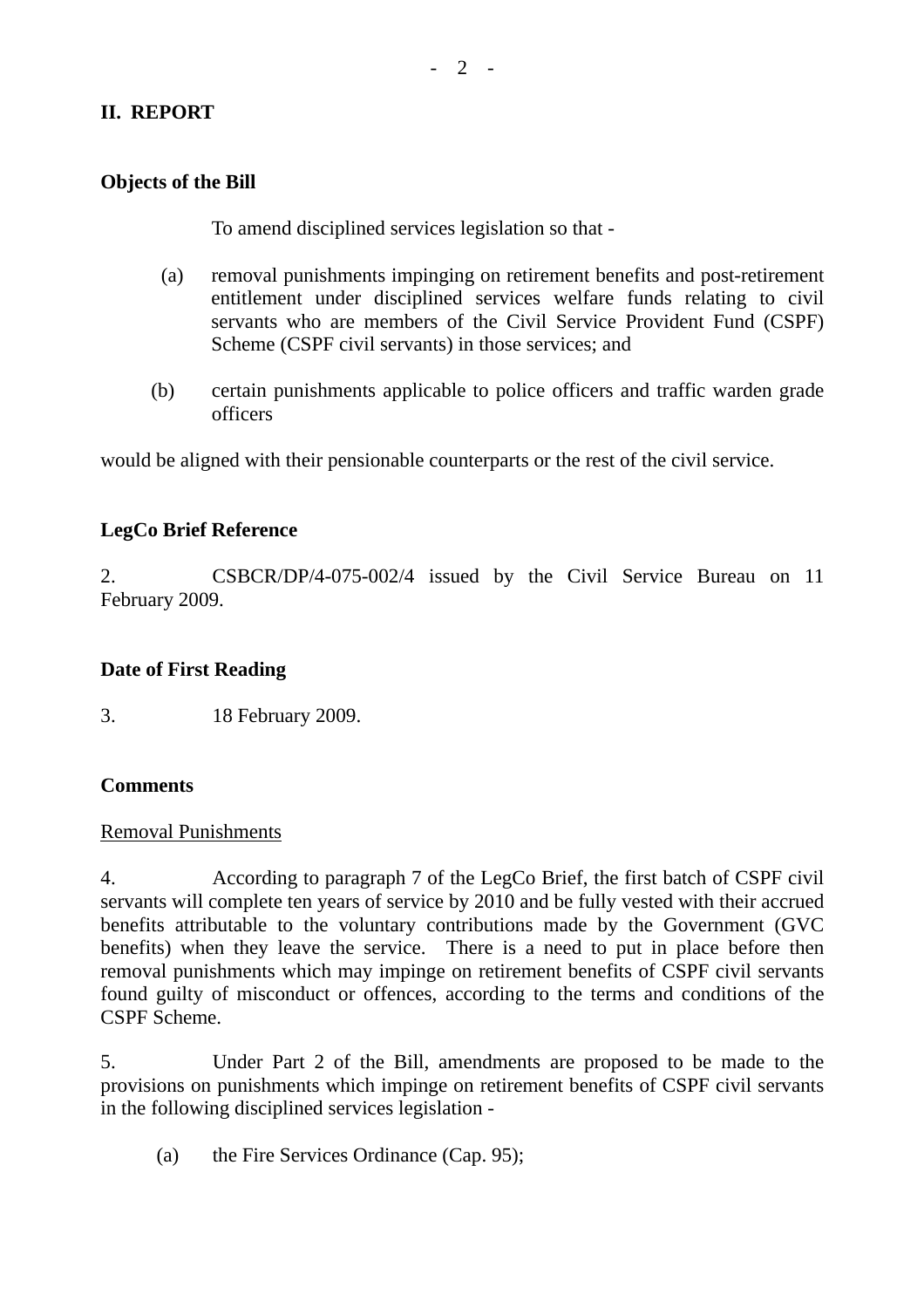## II. REPORT

**Objects of the Bill**

To amend disciplined services legislation so that -

(a) removal punishments impinging on retirement benefits and post-retirement entitlement under disciplined services welfare funds relating to civil servants who are members of the Civil Service Provident Fund (CSPF) Scheme (CSPF civil servants) in those services; and

(b) certain punishments applicable to police officers and traffic warden grade officers

would be aligned with their pensionable counterparts or the rest of the civil service.

**LegCo Brief Reference**

2. CSBCR/DP/4-075-002/4 issued by the Civil Service Bureau on 11 February 2009.

**Date of First Reading**

3. 18 February 2009.

**Comments**

Removal Punishments

4. According to paragraph 7 of the LegCo Brief, the first batch of CSPF civil servants will complete ten years of service by 2010 and be fully vested with their accrued benefits attributable to the voluntary contributions made by the Government (GVC benefits) when they leave the service. There is a need to put in place before then removal punishments which may impinge on retirement benefits of CSPF civil servants found guilty of misconduct or offences, according to the terms and conditions of the CSPF Scheme.

5. Under Part 2 of the Bill, amendments are proposed to be made to the provisions on punishments which impinge on retirement benefits of CSPF civil servants in the following disciplined services legislation -

(a) the Fire Services Ordinance (Cap. 95);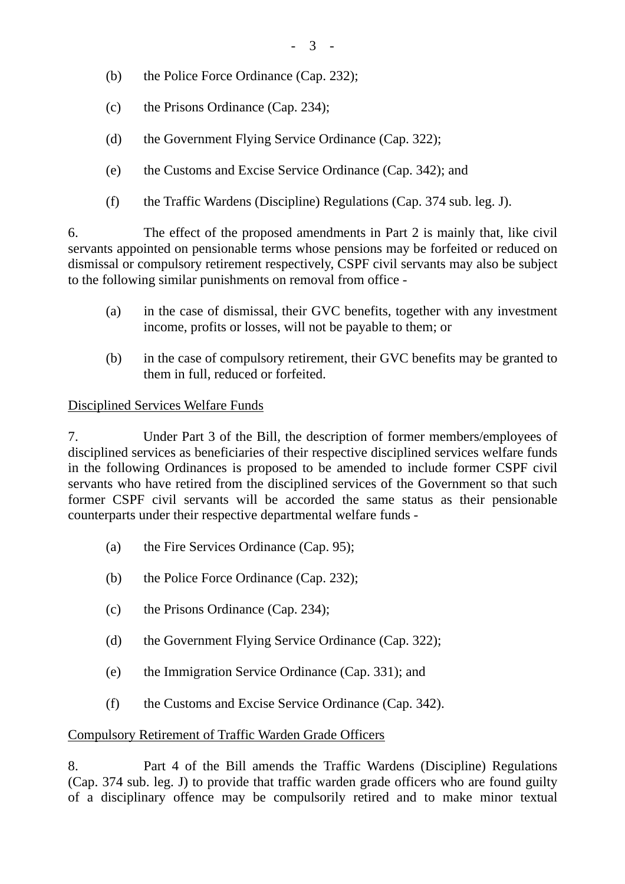(b) the Police Force Ordinance (Cap. 232);

(c) the Prisons Ordinance (Cap. 234);

(d) the Government Flying Service Ordinance (Cap. 322);

(e) the Customs and Excise Service Ordinance (Cap. 342); and

(f) the Traffic Wardens (Discipline) Regulations (Cap. 374 sub. leg. J).

6. The effect of the proposed amendments in Part 2 is mainly that, like civil servants appointed on pensionable terms whose pensions may be forfeited or reduced on dismissal or compulsory retirement respectively, CSPF civil servants may also be subject to the following similar punishments on removal from office -

(a) in the case of dismissal, their GVC benefits, together with any investment income, profits or losses, will not be payable to them; or

(b) in the case of compulsory retirement, their GVC benefits may be granted to them in full, reduced or forfeited.

Disciplined Services Welfare Funds

7. Under Part 3 of the Bill, the description of former members/employees of disciplined services as beneficiaries of their respective disciplined services welfare funds in the following Ordinances is proposed to be amended to include former CSPF civil servants who have retired from the disciplined services of the Government so that such former CSPF civil servants will be accorded the same status as their pensionable counterparts under their respective departmental welfare funds -

(a) the Fire Services Ordinance (Cap. 95);

(b) the Police Force Ordinance (Cap. 232);

(c) the Prisons Ordinance (Cap. 234);

(d) the Government Flying Service Ordinance (Cap. 322);

(e) the Immigration Service Ordinance (Cap. 331); and

(f) the Customs and Excise Service Ordinance (Cap. 342).

Compulsory Retirement of Traffic Warden Grade Officers

8. Part 4 of the Bill amends the Traffic Wardens (Discipline) Regulations (Cap. 374 sub. leg. J) to provide that traffic warden grade officers who are found guilty of a disciplinary offence may be compulsorily retired and to make minor textual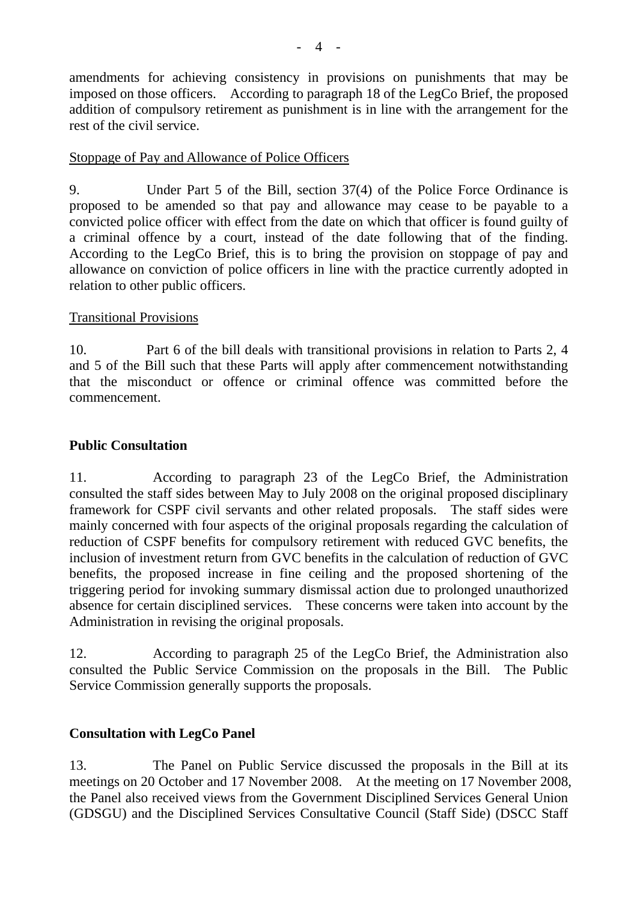amendments for achieving consistency in provisions on punishments that may be imposed on those officers. According to paragraph 18 of the LegCo Brief, the proposed addition of compulsory retirement as punishment is in line with the arrangement for the rest of the civil service.

<u>Stoppage of Pay and Allowance of Police Officers</u>

9. Under Part 5 of the Bill, section 37(4) of the Police Force Ordinance is proposed to be amended so that pay and allowance may cease to be payable to a convicted police officer with effect from the date on which that officer is found guilty of a criminal offence by a court, instead of the date following that of the finding. According to the LegCo Brief, this is to bring the provision on stoppage of pay and allowance on conviction of police officers in line with the practice currently adopted in relation to other public officers.

<u>Transitional Provisions</u>

10. Part 6 of the bill deals with transitional provisions in relation to Parts 2, 4 and 5 of the Bill such that these Parts will apply after commencement notwithstanding that the misconduct or offence or criminal offence was committed before the commencement.

**Public Consultation**

11. According to paragraph 23 of the LegCo Brief, the Administration consulted the staff sides between May to July 2008 on the original proposed disciplinary framework for CSPF civil servants and other related proposals. The staff sides were mainly concerned with four aspects of the original proposals regarding the calculation of reduction of CSPF benefits for compulsory retirement with reduced GVC benefits, the inclusion of investment return from GVC benefits in the calculation of reduction of GVC benefits, the proposed increase in fine ceiling and the proposed shortening of the triggering period for invoking summary dismissal action due to prolonged unauthorized absence for certain disciplined services. These concerns were taken into account by the Administration in revising the original proposals.

12. According to paragraph 25 of the LegCo Brief, the Administration also consulted the Public Service Commission on the proposals in the Bill. The Public Service Commission generally supports the proposals.

**Consultation with LegCo Panel**

13. The Panel on Public Service discussed the proposals in the Bill at its meetings on 20 October and 17 November 2008. At the meeting on 17 November 2008, the Panel also received views from the Government Disciplined Services General Union (GDSGU) and the Disciplined Services Consultative Council (Staff Side) (DSCC Staff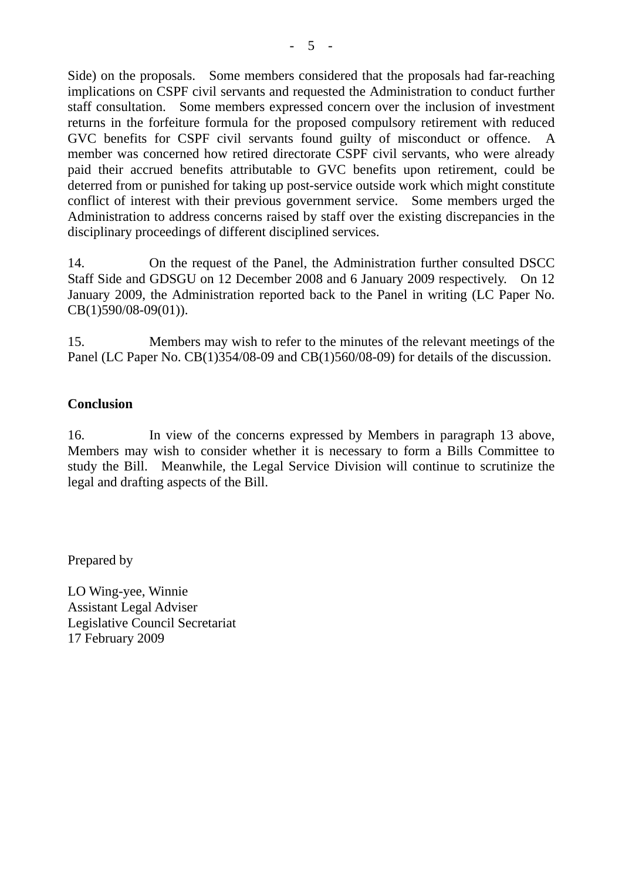Side) on the proposals. Some members considered that the proposals had far-reaching implications on CSPF civil servants and requested the Administration to conduct further staff consultation. Some members expressed concern over the inclusion of investment returns in the forfeiture formula for the proposed compulsory retirement with reduced GVC benefits for CSPF civil servants found guilty of misconduct or offence. A member was concerned how retired directorate CSPF civil servants, who were already paid their accrued benefits attributable to GVC benefits upon retirement, could be deterred from or punished for taking up post-service outside work which might constitute conflict of interest with their previous government service. Some members urged the Administration to address concerns raised by staff over the existing discrepancies in the disciplinary proceedings of different disciplined services.

14. On the request of the Panel, the Administration further consulted DSCC Staff Side and GDSGU on 12 December 2008 and 6 January 2009 respectively. On 12 January 2009, the Administration reported back to the Panel in writing (LC Paper No. CB(1)590/08-09(01)).

15. Members may wish to refer to the minutes of the relevant meetings of the Panel (LC Paper No. CB(1)354/08-09 and CB(1)560/08-09) for details of the discussion.

**Conclusion**

16. In view of the concerns expressed by Members in paragraph 13 above, Members may wish to consider whether it is necessary to form a Bills Committee to study the Bill. Meanwhile, the Legal Service Division will continue to scrutinize the legal and drafting aspects of the Bill.

Prepared by

LO Wing-yee, Winnie
Assistant Legal Adviser
Legislative Council Secretariat
17 February 2009